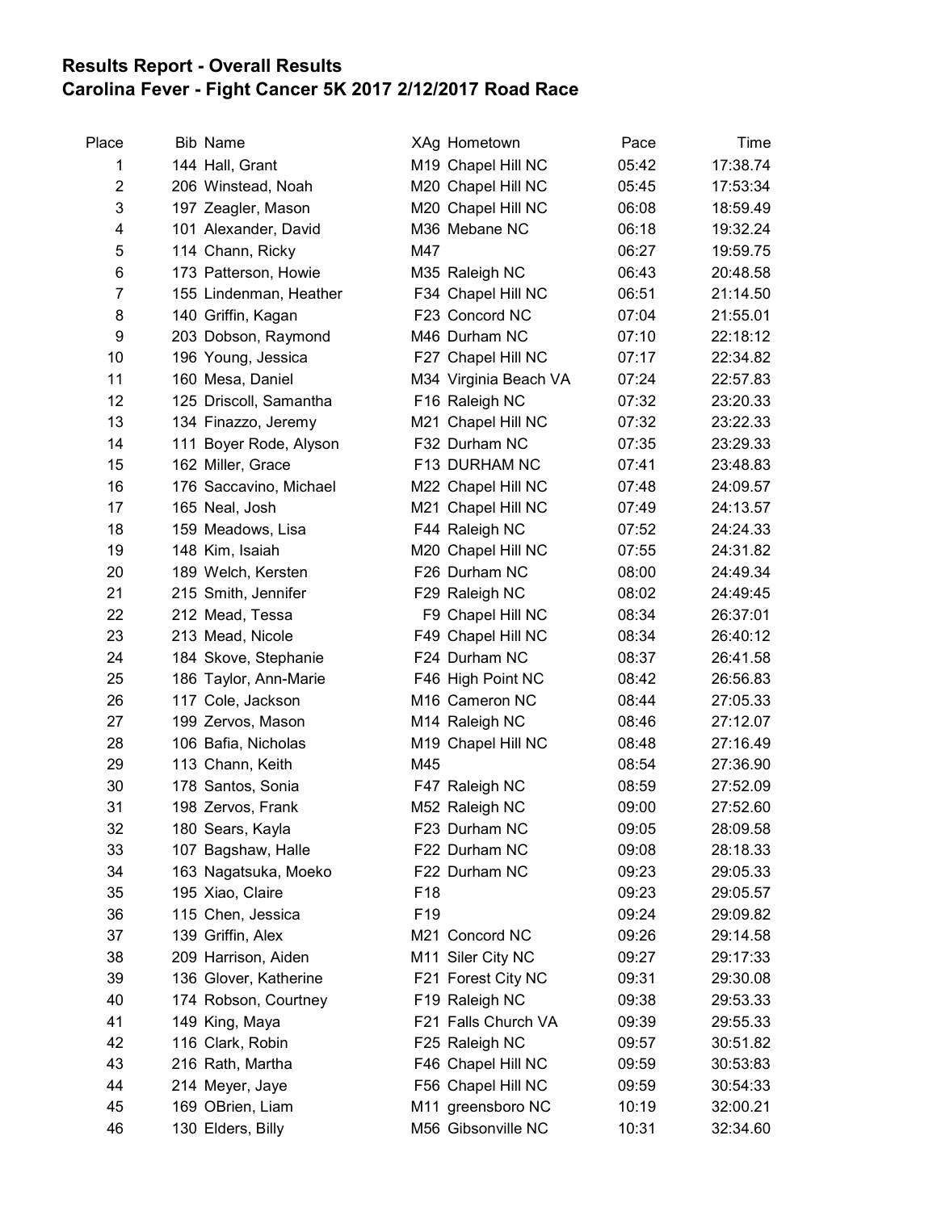**Results Report - Overall Results**
**Carolina Fever - Fight Cancer 5K 2017 2/12/2017 Road Race**

| Place | Bib | Name | XAg | Hometown | Pace | Time |
|---|---|---|---|---|---|---|
| 1 | 144 | Hall, Grant | M19 | Chapel Hill NC | 05:42 | 17:38.74 |
| 2 | 206 | Winstead, Noah | M20 | Chapel Hill NC | 05:45 | 17:53:34 |
| 3 | 197 | Zeagler, Mason | M20 | Chapel Hill NC | 06:08 | 18:59.49 |
| 4 | 101 | Alexander, David | M36 | Mebane NC | 06:18 | 19:32.24 |
| 5 | 114 | Chann, Ricky | M47 | | 06:27 | 19:59.75 |
| 6 | 173 | Patterson, Howie | M35 | Raleigh NC | 06:43 | 20:48.58 |
| 7 | 155 | Lindenman, Heather | F34 | Chapel Hill NC | 06:51 | 21:14.50 |
| 8 | 140 | Griffin, Kagan | F23 | Concord NC | 07:04 | 21:55.01 |
| 9 | 203 | Dobson, Raymond | M46 | Durham NC | 07:10 | 22:18:12 |
| 10 | 196 | Young, Jessica | F27 | Chapel Hill NC | 07:17 | 22:34.82 |
| 11 | 160 | Mesa, Daniel | M34 | Virginia Beach VA | 07:24 | 22:57.83 |
| 12 | 125 | Driscoll, Samantha | F16 | Raleigh NC | 07:32 | 23:20.33 |
| 13 | 134 | Finazzo, Jeremy | M21 | Chapel Hill NC | 07:32 | 23:22.33 |
| 14 | 111 | Boyer Rode, Alyson | F32 | Durham NC | 07:35 | 23:29.33 |
| 15 | 162 | Miller, Grace | F13 | DURHAM NC | 07:41 | 23:48.83 |
| 16 | 176 | Saccavino, Michael | M22 | Chapel Hill NC | 07:48 | 24:09.57 |
| 17 | 165 | Neal, Josh | M21 | Chapel Hill NC | 07:49 | 24:13.57 |
| 18 | 159 | Meadows, Lisa | F44 | Raleigh NC | 07:52 | 24:24.33 |
| 19 | 148 | Kim, Isaiah | M20 | Chapel Hill NC | 07:55 | 24:31.82 |
| 20 | 189 | Welch, Kersten | F26 | Durham NC | 08:00 | 24:49.34 |
| 21 | 215 | Smith, Jennifer | F29 | Raleigh NC | 08:02 | 24:49:45 |
| 22 | 212 | Mead, Tessa | F9 | Chapel Hill NC | 08:34 | 26:37:01 |
| 23 | 213 | Mead, Nicole | F49 | Chapel Hill NC | 08:34 | 26:40:12 |
| 24 | 184 | Skove, Stephanie | F24 | Durham NC | 08:37 | 26:41.58 |
| 25 | 186 | Taylor, Ann-Marie | F46 | High Point NC | 08:42 | 26:56.83 |
| 26 | 117 | Cole, Jackson | M16 | Cameron NC | 08:44 | 27:05.33 |
| 27 | 199 | Zervos, Mason | M14 | Raleigh NC | 08:46 | 27:12.07 |
| 28 | 106 | Bafia, Nicholas | M19 | Chapel Hill NC | 08:48 | 27:16.49 |
| 29 | 113 | Chann, Keith | M45 | | 08:54 | 27:36.90 |
| 30 | 178 | Santos, Sonia | F47 | Raleigh NC | 08:59 | 27:52.09 |
| 31 | 198 | Zervos, Frank | M52 | Raleigh NC | 09:00 | 27:52.60 |
| 32 | 180 | Sears, Kayla | F23 | Durham NC | 09:05 | 28:09.58 |
| 33 | 107 | Bagshaw, Halle | F22 | Durham NC | 09:08 | 28:18.33 |
| 34 | 163 | Nagatsuka, Moeko | F22 | Durham NC | 09:23 | 29:05.33 |
| 35 | 195 | Xiao, Claire | F18 | | 09:23 | 29:05.57 |
| 36 | 115 | Chen, Jessica | F19 | | 09:24 | 29:09.82 |
| 37 | 139 | Griffin, Alex | M21 | Concord NC | 09:26 | 29:14.58 |
| 38 | 209 | Harrison, Aiden | M11 | Siler City NC | 09:27 | 29:17:33 |
| 39 | 136 | Glover, Katherine | F21 | Forest City NC | 09:31 | 29:30.08 |
| 40 | 174 | Robson, Courtney | F19 | Raleigh NC | 09:38 | 29:53.33 |
| 41 | 149 | King, Maya | F21 | Falls Church VA | 09:39 | 29:55.33 |
| 42 | 116 | Clark, Robin | F25 | Raleigh NC | 09:57 | 30:51.82 |
| 43 | 216 | Rath, Martha | F46 | Chapel Hill NC | 09:59 | 30:53.83 |
| 44 | 214 | Meyer, Jaye | F56 | Chapel Hill NC | 09:59 | 30:54.33 |
| 45 | 169 | OBrien, Liam | M11 | greensboro NC | 10:19 | 32:00.21 |
| 46 | 130 | Elders, Billy | M56 | Gibsonville NC | 10:31 | 32:34.60 |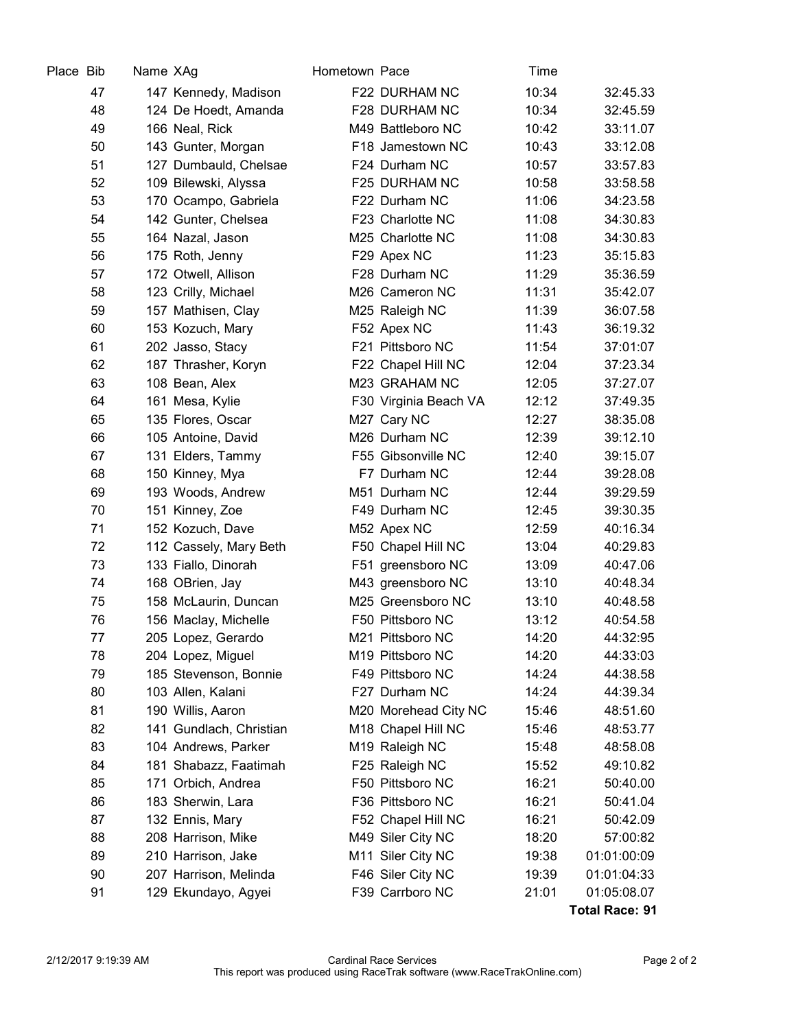| Place | Bib | Name | XAg | Hometown | Pace | Time |
|---|---|---|---|---|---|---|
| 47 | 147 | Kennedy, Madison | F22 | DURHAM NC | 10:34 | 32:45.33 |
| 48 | 124 | De Hoedt, Amanda | F28 | DURHAM NC | 10:34 | 32:45.59 |
| 49 | 166 | Neal, Rick | M49 | Battleboro NC | 10:42 | 33:11.07 |
| 50 | 143 | Gunter, Morgan | F18 | Jamestown NC | 10:43 | 33:12.08 |
| 51 | 127 | Dumbauld, Chelsae | F24 | Durham NC | 10:57 | 33:57.83 |
| 52 | 109 | Bilewski, Alyssa | F25 | DURHAM NC | 10:58 | 33:58.58 |
| 53 | 170 | Ocampo, Gabriela | F22 | Durham NC | 11:06 | 34:23.58 |
| 54 | 142 | Gunter, Chelsea | F23 | Charlotte NC | 11:08 | 34:30.83 |
| 55 | 164 | Nazal, Jason | M25 | Charlotte NC | 11:08 | 34:30.83 |
| 56 | 175 | Roth, Jenny | F29 | Apex NC | 11:23 | 35:15.83 |
| 57 | 172 | Otwell, Allison | F28 | Durham NC | 11:29 | 35:36.59 |
| 58 | 123 | Crilly, Michael | M26 | Cameron NC | 11:31 | 35:42.07 |
| 59 | 157 | Mathisen, Clay | M25 | Raleigh NC | 11:39 | 36:07.58 |
| 60 | 153 | Kozuch, Mary | F52 | Apex NC | 11:43 | 36:19.32 |
| 61 | 202 | Jasso, Stacy | F21 | Pittsboro NC | 11:54 | 37:01.07 |
| 62 | 187 | Thrasher, Koryn | F22 | Chapel Hill NC | 12:04 | 37:23.34 |
| 63 | 108 | Bean, Alex | M23 | GRAHAM NC | 12:05 | 37:27.07 |
| 64 | 161 | Mesa, Kylie | F30 | Virginia Beach VA | 12:12 | 37:49.35 |
| 65 | 135 | Flores, Oscar | M27 | Cary NC | 12:27 | 38:35.08 |
| 66 | 105 | Antoine, David | M26 | Durham NC | 12:39 | 39:12.10 |
| 67 | 131 | Elders, Tammy | F55 | Gibsonville NC | 12:40 | 39:15.07 |
| 68 | 150 | Kinney, Mya | F7 | Durham NC | 12:44 | 39:28.08 |
| 69 | 193 | Woods, Andrew | M51 | Durham NC | 12:44 | 39:29.59 |
| 70 | 151 | Kinney, Zoe | F49 | Durham NC | 12:45 | 39:30.35 |
| 71 | 152 | Kozuch, Dave | M52 | Apex NC | 12:59 | 40:16.34 |
| 72 | 112 | Cassely, Mary Beth | F50 | Chapel Hill NC | 13:04 | 40:29.83 |
| 73 | 133 | Fiallo, Dinorah | F51 | greensboro NC | 13:09 | 40:47.06 |
| 74 | 168 | OBrien, Jay | M43 | greensboro NC | 13:10 | 40:48.34 |
| 75 | 158 | McLaurin, Duncan | M25 | Greensboro NC | 13:10 | 40:48.58 |
| 76 | 156 | Maclay, Michelle | F50 | Pittsboro NC | 13:12 | 40:54.58 |
| 77 | 205 | Lopez, Gerardo | M21 | Pittsboro NC | 14:20 | 44:32:95 |
| 78 | 204 | Lopez, Miguel | M19 | Pittsboro NC | 14:20 | 44:33:03 |
| 79 | 185 | Stevenson, Bonnie | F49 | Pittsboro NC | 14:24 | 44:38.58 |
| 80 | 103 | Allen, Kalani | F27 | Durham NC | 14:24 | 44:39.34 |
| 81 | 190 | Willis, Aaron | M20 | Morehead City NC | 15:46 | 48:51.60 |
| 82 | 141 | Gundlach, Christian | M18 | Chapel Hill NC | 15:46 | 48:53.77 |
| 83 | 104 | Andrews, Parker | M19 | Raleigh NC | 15:48 | 48:58.08 |
| 84 | 181 | Shabazz, Faatimah | F25 | Raleigh NC | 15:52 | 49:10.82 |
| 85 | 171 | Orbich, Andrea | F50 | Pittsboro NC | 16:21 | 50:40.00 |
| 86 | 183 | Sherwin, Lara | F36 | Pittsboro NC | 16:21 | 50:41.04 |
| 87 | 132 | Ennis, Mary | F52 | Chapel Hill NC | 16:21 | 50:42.09 |
| 88 | 208 | Harrison, Mike | M49 | Siler City NC | 18:20 | 57:00:82 |
| 89 | 210 | Harrison, Jake | M11 | Siler City NC | 19:38 | 01:01:00:09 |
| 90 | 207 | Harrison, Melinda | F46 | Siler City NC | 19:39 | 01:01:04:33 |
| 91 | 129 | Ekundayo, Agyei | F39 | Carrboro NC | 21:01 | 01:05:08.07 |

**Total Race: 91**

2/12/2017 9:19:39 AM

Cardinal Race Services
This report was produced using RaceTrak software (www.RaceTrakOnline.com)